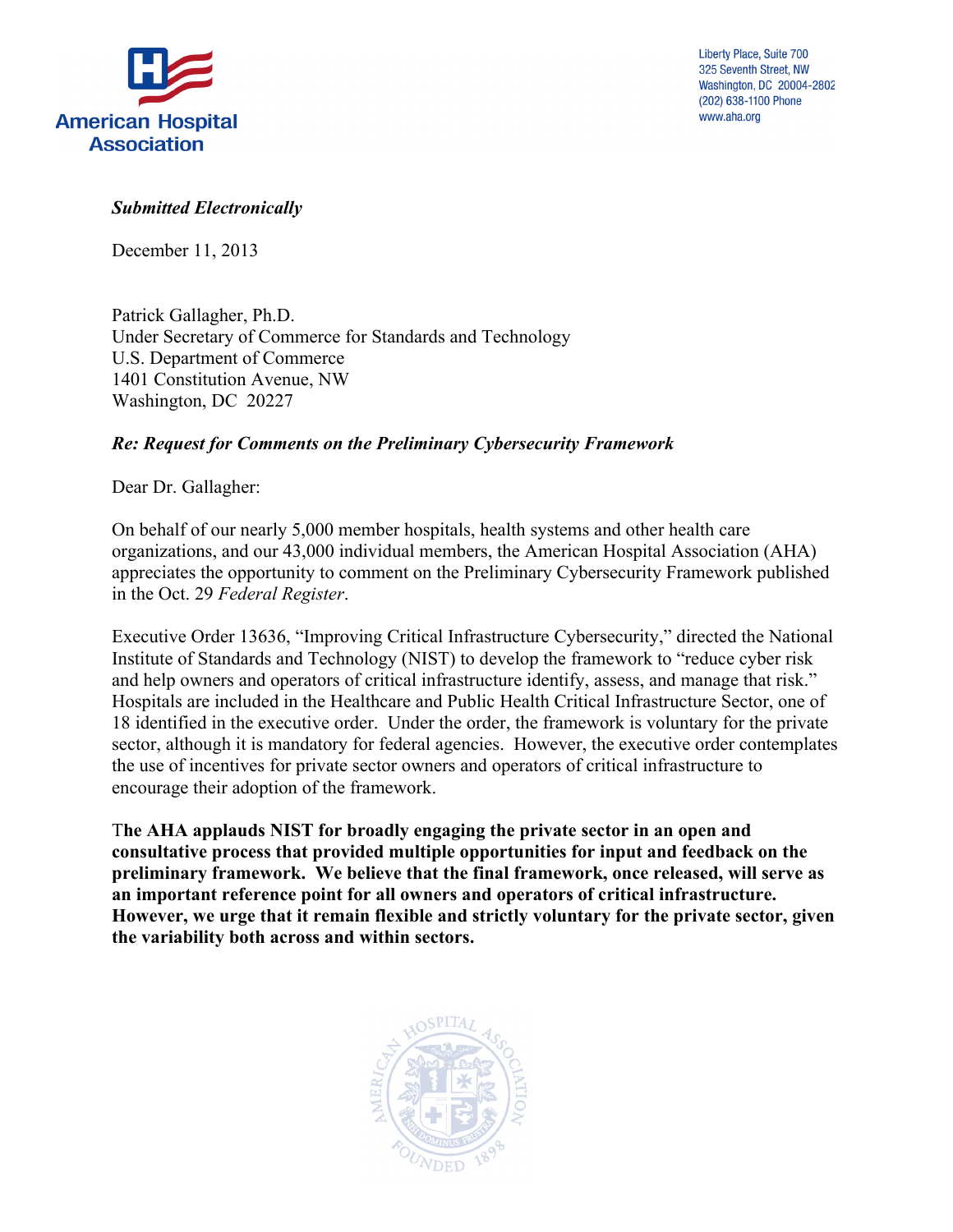American Hospital Association

Liberty Place, Suite 700
325 Seventh Street, NW
Washington, DC 20004-2802
(202) 638-1100 Phone
www.aha.org

***Submitted Electronically***

December 11, 2013

Patrick Gallagher, Ph.D.
Under Secretary of Commerce for Standards and Technology
U.S. Department of Commerce
1401 Constitution Avenue, NW
Washington, DC 20227

***Re: Request for Comments on the Preliminary Cybersecurity Framework***

Dear Dr. Gallagher:

On behalf of our nearly 5,000 member hospitals, health systems and other health care organizations, and our 43,000 individual members, the American Hospital Association (AHA) appreciates the opportunity to comment on the Preliminary Cybersecurity Framework published in the Oct. 29 *Federal Register*.

Executive Order 13636, "Improving Critical Infrastructure Cybersecurity," directed the National Institute of Standards and Technology (NIST) to develop the framework to "reduce cyber risk and help owners and operators of critical infrastructure identify, assess, and manage that risk." Hospitals are included in the Healthcare and Public Health Critical Infrastructure Sector, one of 18 identified in the executive order. Under the order, the framework is voluntary for the private sector, although it is mandatory for federal agencies. However, the executive order contemplates the use of incentives for private sector owners and operators of critical infrastructure to encourage their adoption of the framework.

**The AHA applauds NIST for broadly engaging the private sector in an open and consultative process that provided multiple opportunities for input and feedback on the preliminary framework. We believe that the final framework, once released, will serve as an important reference point for all owners and operators of critical infrastructure. However, we urge that it remain flexible and strictly voluntary for the private sector, given the variability both across and within sectors.**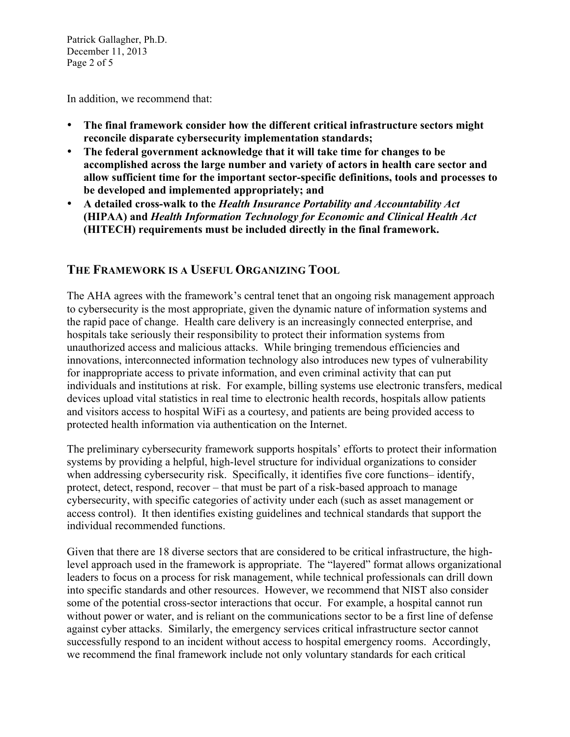In addition, we recommend that:

- **The final framework consider how the different critical infrastructure sectors might reconcile disparate cybersecurity implementation standards;**
- **The federal government acknowledge that it will take time for changes to be accomplished across the large number and variety of actors in health care sector and allow sufficient time for the important sector-specific definitions, tools and processes to be developed and implemented appropriately; and**
- **A detailed cross-walk to the *Health Insurance Portability and Accountability Act* (HIPAA) and *Health Information Technology for Economic and Clinical Health Act* (HITECH) requirements must be included directly in the final framework.**

## THE FRAMEWORK IS A USEFUL ORGANIZING TOOL

The AHA agrees with the framework's central tenet that an ongoing risk management approach to cybersecurity is the most appropriate, given the dynamic nature of information systems and the rapid pace of change. Health care delivery is an increasingly connected enterprise, and hospitals take seriously their responsibility to protect their information systems from unauthorized access and malicious attacks. While bringing tremendous efficiencies and innovations, interconnected information technology also introduces new types of vulnerability for inappropriate access to private information, and even criminal activity that can put individuals and institutions at risk. For example, billing systems use electronic transfers, medical devices upload vital statistics in real time to electronic health records, hospitals allow patients and visitors access to hospital WiFi as a courtesy, and patients are being provided access to protected health information via authentication on the Internet.

The preliminary cybersecurity framework supports hospitals' efforts to protect their information systems by providing a helpful, high-level structure for individual organizations to consider when addressing cybersecurity risk. Specifically, it identifies five core functions– identify, protect, detect, respond, recover – that must be part of a risk-based approach to manage cybersecurity, with specific categories of activity under each (such as asset management or access control). It then identifies existing guidelines and technical standards that support the individual recommended functions.

Given that there are 18 diverse sectors that are considered to be critical infrastructure, the high-level approach used in the framework is appropriate. The "layered" format allows organizational leaders to focus on a process for risk management, while technical professionals can drill down into specific standards and other resources. However, we recommend that NIST also consider some of the potential cross-sector interactions that occur. For example, a hospital cannot run without power or water, and is reliant on the communications sector to be a first line of defense against cyber attacks. Similarly, the emergency services critical infrastructure sector cannot successfully respond to an incident without access to hospital emergency rooms. Accordingly, we recommend the final framework include not only voluntary standards for each critical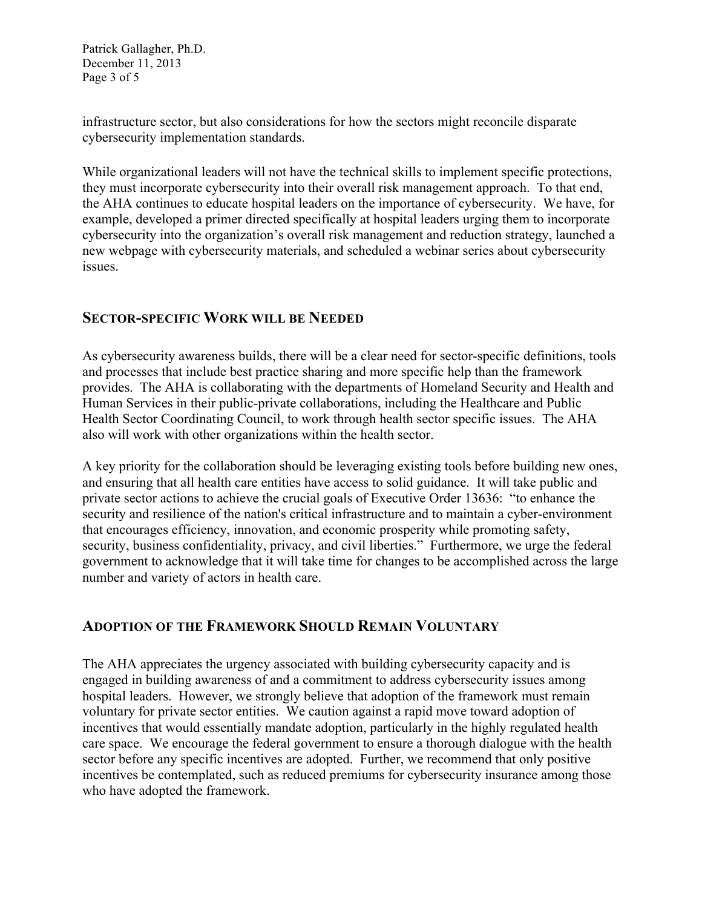infrastructure sector, but also considerations for how the sectors might reconcile disparate cybersecurity implementation standards.

While organizational leaders will not have the technical skills to implement specific protections, they must incorporate cybersecurity into their overall risk management approach. To that end, the AHA continues to educate hospital leaders on the importance of cybersecurity. We have, for example, developed a primer directed specifically at hospital leaders urging them to incorporate cybersecurity into the organization's overall risk management and reduction strategy, launched a new webpage with cybersecurity materials, and scheduled a webinar series about cybersecurity issues.

## Sector-specific Work will be Needed

As cybersecurity awareness builds, there will be a clear need for sector-specific definitions, tools and processes that include best practice sharing and more specific help than the framework provides. The AHA is collaborating with the departments of Homeland Security and Health and Human Services in their public-private collaborations, including the Healthcare and Public Health Sector Coordinating Council, to work through health sector specific issues. The AHA also will work with other organizations within the health sector.

A key priority for the collaboration should be leveraging existing tools before building new ones, and ensuring that all health care entities have access to solid guidance. It will take public and private sector actions to achieve the crucial goals of Executive Order 13636: "to enhance the security and resilience of the nation's critical infrastructure and to maintain a cyber-environment that encourages efficiency, innovation, and economic prosperity while promoting safety, security, business confidentiality, privacy, and civil liberties." Furthermore, we urge the federal government to acknowledge that it will take time for changes to be accomplished across the large number and variety of actors in health care.

## Adoption of the Framework Should Remain Voluntary

The AHA appreciates the urgency associated with building cybersecurity capacity and is engaged in building awareness of and a commitment to address cybersecurity issues among hospital leaders. However, we strongly believe that adoption of the framework must remain voluntary for private sector entities. We caution against a rapid move toward adoption of incentives that would essentially mandate adoption, particularly in the highly regulated health care space. We encourage the federal government to ensure a thorough dialogue with the health sector before any specific incentives are adopted. Further, we recommend that only positive incentives be contemplated, such as reduced premiums for cybersecurity insurance among those who have adopted the framework.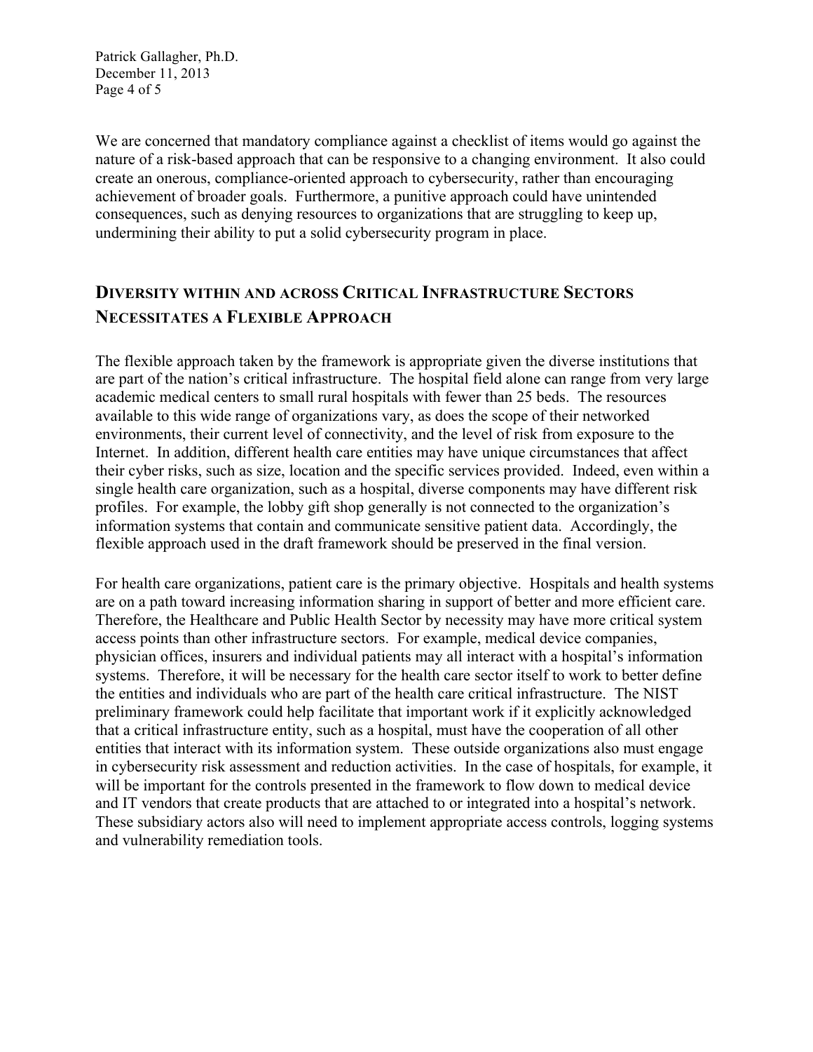We are concerned that mandatory compliance against a checklist of items would go against the nature of a risk-based approach that can be responsive to a changing environment. It also could create an onerous, compliance-oriented approach to cybersecurity, rather than encouraging achievement of broader goals. Furthermore, a punitive approach could have unintended consequences, such as denying resources to organizations that are struggling to keep up, undermining their ability to put a solid cybersecurity program in place.

## DIVERSITY WITHIN AND ACROSS CRITICAL INFRASTRUCTURE SECTORS NECESSITATES A FLEXIBLE APPROACH

The flexible approach taken by the framework is appropriate given the diverse institutions that are part of the nation's critical infrastructure. The hospital field alone can range from very large academic medical centers to small rural hospitals with fewer than 25 beds. The resources available to this wide range of organizations vary, as does the scope of their networked environments, their current level of connectivity, and the level of risk from exposure to the Internet. In addition, different health care entities may have unique circumstances that affect their cyber risks, such as size, location and the specific services provided. Indeed, even within a single health care organization, such as a hospital, diverse components may have different risk profiles. For example, the lobby gift shop generally is not connected to the organization's information systems that contain and communicate sensitive patient data. Accordingly, the flexible approach used in the draft framework should be preserved in the final version.

For health care organizations, patient care is the primary objective. Hospitals and health systems are on a path toward increasing information sharing in support of better and more efficient care. Therefore, the Healthcare and Public Health Sector by necessity may have more critical system access points than other infrastructure sectors. For example, medical device companies, physician offices, insurers and individual patients may all interact with a hospital's information systems. Therefore, it will be necessary for the health care sector itself to work to better define the entities and individuals who are part of the health care critical infrastructure. The NIST preliminary framework could help facilitate that important work if it explicitly acknowledged that a critical infrastructure entity, such as a hospital, must have the cooperation of all other entities that interact with its information system. These outside organizations also must engage in cybersecurity risk assessment and reduction activities. In the case of hospitals, for example, it will be important for the controls presented in the framework to flow down to medical device and IT vendors that create products that are attached to or integrated into a hospital's network. These subsidiary actors also will need to implement appropriate access controls, logging systems and vulnerability remediation tools.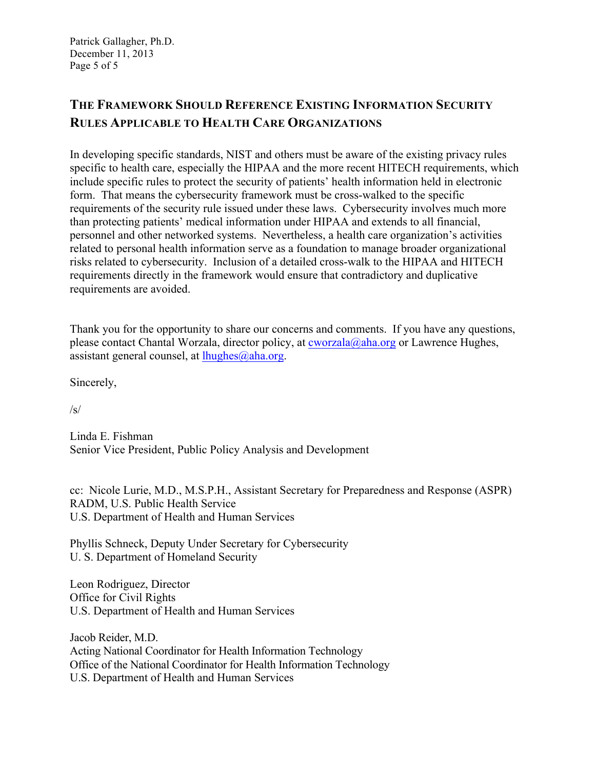## THE FRAMEWORK SHOULD REFERENCE EXISTING INFORMATION SECURITY RULES APPLICABLE TO HEALTH CARE ORGANIZATIONS

In developing specific standards, NIST and others must be aware of the existing privacy rules specific to health care, especially the HIPAA and the more recent HITECH requirements, which include specific rules to protect the security of patients' health information held in electronic form. That means the cybersecurity framework must be cross-walked to the specific requirements of the security rule issued under these laws. Cybersecurity involves much more than protecting patients' medical information under HIPAA and extends to all financial, personnel and other networked systems. Nevertheless, a health care organization's activities related to personal health information serve as a foundation to manage broader organizational risks related to cybersecurity. Inclusion of a detailed cross-walk to the HIPAA and HITECH requirements directly in the framework would ensure that contradictory and duplicative requirements are avoided.

Thank you for the opportunity to share our concerns and comments. If you have any questions, please contact Chantal Worzala, director policy, at cworzala@aha.org or Lawrence Hughes, assistant general counsel, at lhughes@aha.org.

Sincerely,

/s/

Linda E. Fishman
Senior Vice President, Public Policy Analysis and Development

cc: Nicole Lurie, M.D., M.S.P.H., Assistant Secretary for Preparedness and Response (ASPR)
RADM, U.S. Public Health Service
U.S. Department of Health and Human Services

Phyllis Schneck, Deputy Under Secretary for Cybersecurity
U. S. Department of Homeland Security

Leon Rodriguez, Director
Office for Civil Rights
U.S. Department of Health and Human Services

Jacob Reider, M.D.
Acting National Coordinator for Health Information Technology
Office of the National Coordinator for Health Information Technology
U.S. Department of Health and Human Services